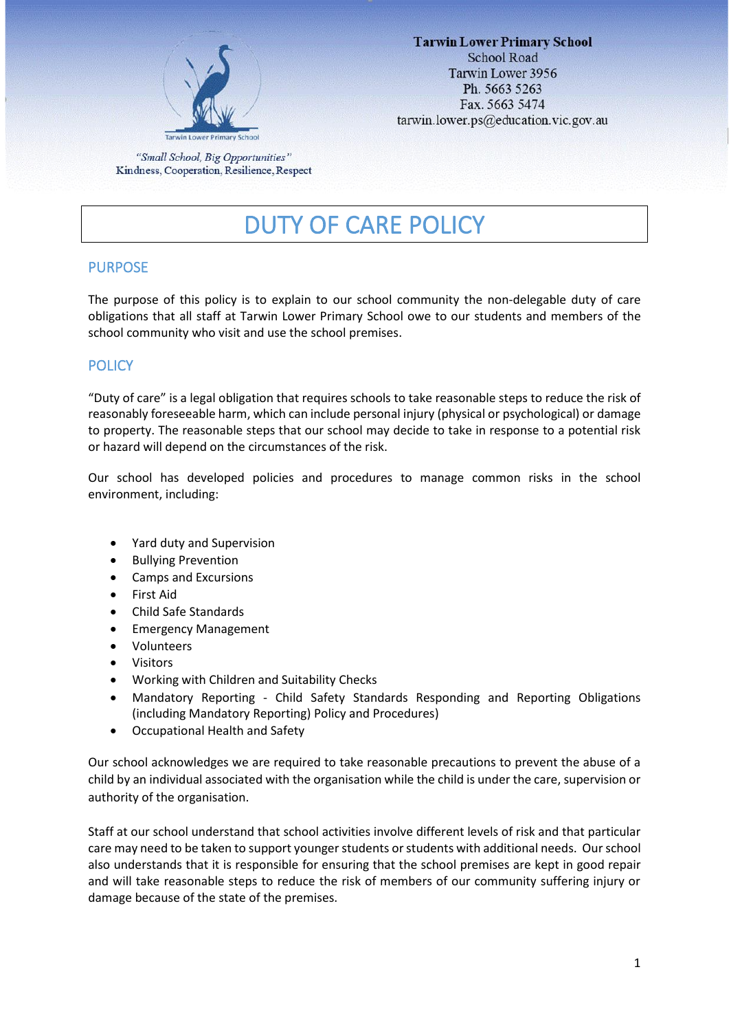**Tarwin Lower Primary School**
School Road
Tarwin Lower 3956
Ph. 5663 5263
Fax. 5663 5474
tarwin.lower.ps@education.vic.gov.au

*"Small School, Big Opportunities"*
Kindness, Cooperation, Resilience, Respect

# DUTY OF CARE POLICY

## PURPOSE

The purpose of this policy is to explain to our school community the non-delegable duty of care obligations that all staff at Tarwin Lower Primary School owe to our students and members of the school community who visit and use the school premises.

## POLICY

"Duty of care" is a legal obligation that requires schools to take reasonable steps to reduce the risk of reasonably foreseeable harm, which can include personal injury (physical or psychological) or damage to property. The reasonable steps that our school may decide to take in response to a potential risk or hazard will depend on the circumstances of the risk.

Our school has developed policies and procedures to manage common risks in the school environment, including:

- Yard duty and Supervision
- Bullying Prevention
- Camps and Excursions
- First Aid
- Child Safe Standards
- Emergency Management
- Volunteers
- Visitors
- Working with Children and Suitability Checks
- Mandatory Reporting - Child Safety Standards Responding and Reporting Obligations (including Mandatory Reporting) Policy and Procedures)
- Occupational Health and Safety

Our school acknowledges we are required to take reasonable precautions to prevent the abuse of a child by an individual associated with the organisation while the child is under the care, supervision or authority of the organisation.

Staff at our school understand that school activities involve different levels of risk and that particular care may need to be taken to support younger students or students with additional needs. Our school also understands that it is responsible for ensuring that the school premises are kept in good repair and will take reasonable steps to reduce the risk of members of our community suffering injury or damage because of the state of the premises.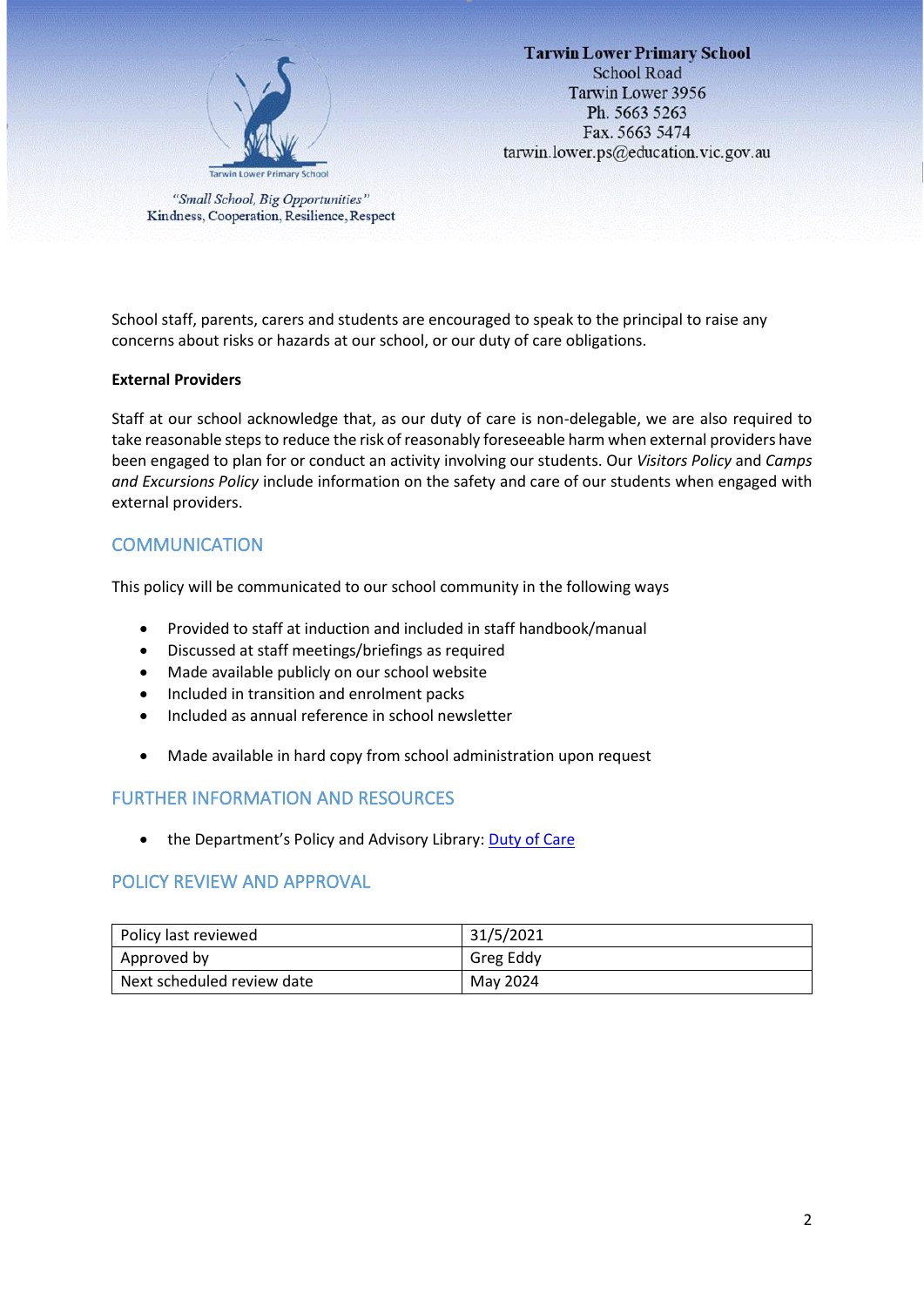School staff, parents, carers and students are encouraged to speak to the principal to raise any concerns about risks or hazards at our school, or our duty of care obligations.

**External Providers**

Staff at our school acknowledge that, as our duty of care is non-delegable, we are also required to take reasonable steps to reduce the risk of reasonably foreseeable harm when external providers have been engaged to plan for or conduct an activity involving our students. Our *Visitors Policy* and *Camps and Excursions Policy* include information on the safety and care of our students when engaged with external providers.

## COMMUNICATION

This policy will be communicated to our school community in the following ways

- Provided to staff at induction and included in staff handbook/manual
- Discussed at staff meetings/briefings as required
- Made available publicly on our school website
- Included in transition and enrolment packs
- Included as annual reference in school newsletter
- Made available in hard copy from school administration upon request

## FURTHER INFORMATION AND RESOURCES

- the Department's Policy and Advisory Library: Duty of Care

## POLICY REVIEW AND APPROVAL

| | |
|---|---|
| Policy last reviewed | 31/5/2021 |
| Approved by | Greg Eddy |
| Next scheduled review date | May 2024 |